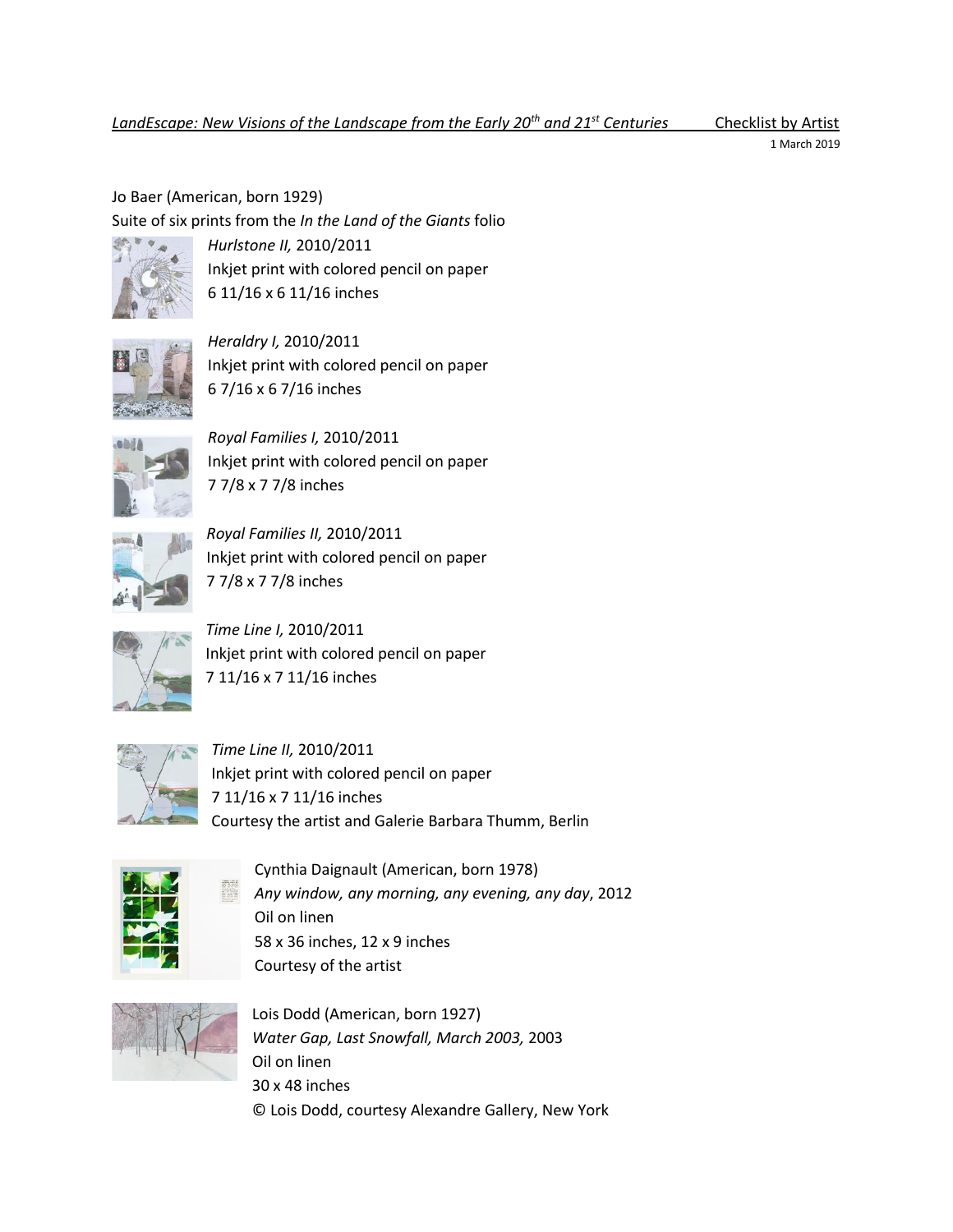*LandEscape: New Visions of the Landscape from the Early 20th and 21st Centuries* Checklist by Artist

1 March 2019

Jo Baer (American, born 1929)
Suite of six prints from the *In the Land of the Giants* folio

*Hurlstone II,* 2010/2011
Inkjet print with colored pencil on paper
6 11/16 x 6 11/16 inches

*Heraldry I,* 2010/2011
Inkjet print with colored pencil on paper
6 7/16 x 6 7/16 inches

*Royal Families I,* 2010/2011
Inkjet print with colored pencil on paper
7 7/8 x 7 7/8 inches

*Royal Families II,* 2010/2011
Inkjet print with colored pencil on paper
7 7/8 x 7 7/8 inches

*Time Line I,* 2010/2011
Inkjet print with colored pencil on paper
7 11/16 x 7 11/16 inches

*Time Line II,* 2010/2011
Inkjet print with colored pencil on paper
7 11/16 x 7 11/16 inches
Courtesy the artist and Galerie Barbara Thumm, Berlin

Cynthia Daignault (American, born 1978)
*Any window, any morning, any evening, any day*, 2012
Oil on linen
58 x 36 inches, 12 x 9 inches
Courtesy of the artist

Lois Dodd (American, born 1927)
*Water Gap, Last Snowfall, March 2003,* 2003
Oil on linen
30 x 48 inches
© Lois Dodd, courtesy Alexandre Gallery, New York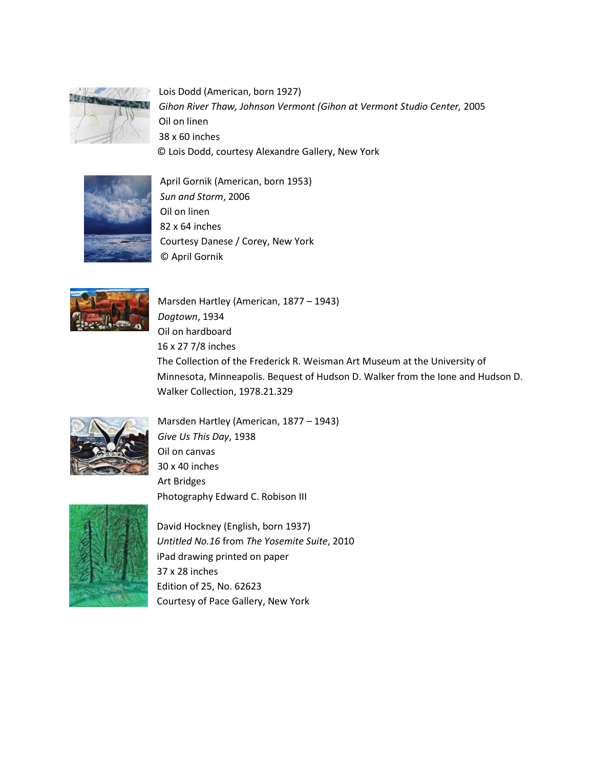Lois Dodd (American, born 1927)  
*Gihon River Thaw, Johnson Vermont (Gihon at Vermont Studio Center,* 2005  
Oil on linen  
38 x 60 inches  
© Lois Dodd, courtesy Alexandre Gallery, New York

April Gornik (American, born 1953)  
*Sun and Storm*, 2006  
Oil on linen  
82 x 64 inches  
Courtesy Danese / Corey, New York  
© April Gornik

Marsden Hartley (American, 1877 – 1943)  
*Dogtown*, 1934  
Oil on hardboard  
16 x 27 7/8 inches  
The Collection of the Frederick R. Weisman Art Museum at the University of Minnesota, Minneapolis. Bequest of Hudson D. Walker from the Ione and Hudson D. Walker Collection, 1978.21.329

Marsden Hartley (American, 1877 – 1943)  
*Give Us This Day*, 1938  
Oil on canvas  
30 x 40 inches  
Art Bridges  
Photography Edward C. Robison III

David Hockney (English, born 1937)  
*Untitled No.16* from *The Yosemite Suite*, 2010  
iPad drawing printed on paper  
37 x 28 inches  
Edition of 25, No. 62623  
Courtesy of Pace Gallery, New York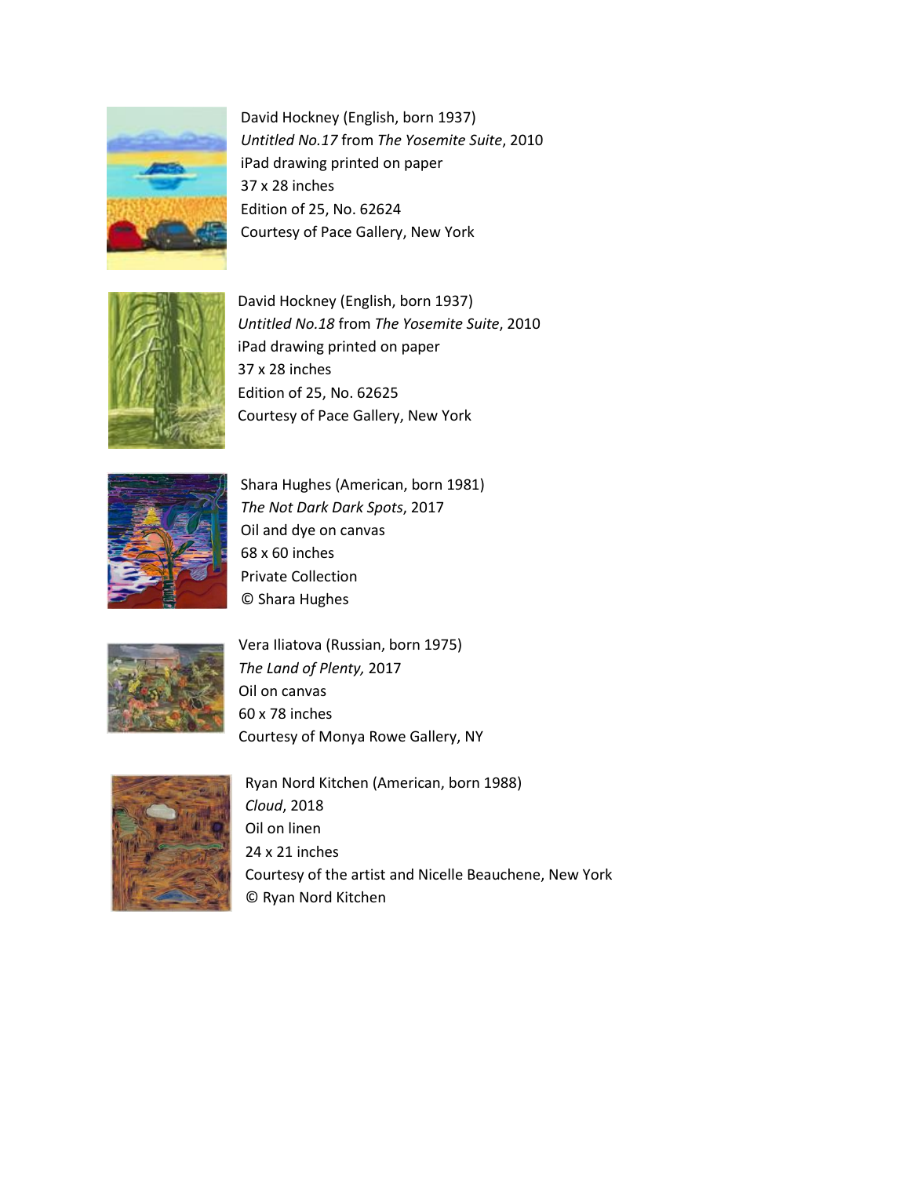David Hockney (English, born 1937)
*Untitled No.17* from *The Yosemite Suite*, 2010
iPad drawing printed on paper
37 x 28 inches
Edition of 25, No. 62624
Courtesy of Pace Gallery, New York

David Hockney (English, born 1937)
*Untitled No.18* from *The Yosemite Suite*, 2010
iPad drawing printed on paper
37 x 28 inches
Edition of 25, No. 62625
Courtesy of Pace Gallery, New York

Shara Hughes (American, born 1981)
*The Not Dark Dark Spots*, 2017
Oil and dye on canvas
68 x 60 inches
Private Collection
© Shara Hughes

Vera Iliatova (Russian, born 1975)
*The Land of Plenty,* 2017
Oil on canvas
60 x 78 inches
Courtesy of Monya Rowe Gallery, NY

Ryan Nord Kitchen (American, born 1988)
*Cloud*, 2018
Oil on linen
24 x 21 inches
Courtesy of the artist and Nicelle Beauchene, New York
© Ryan Nord Kitchen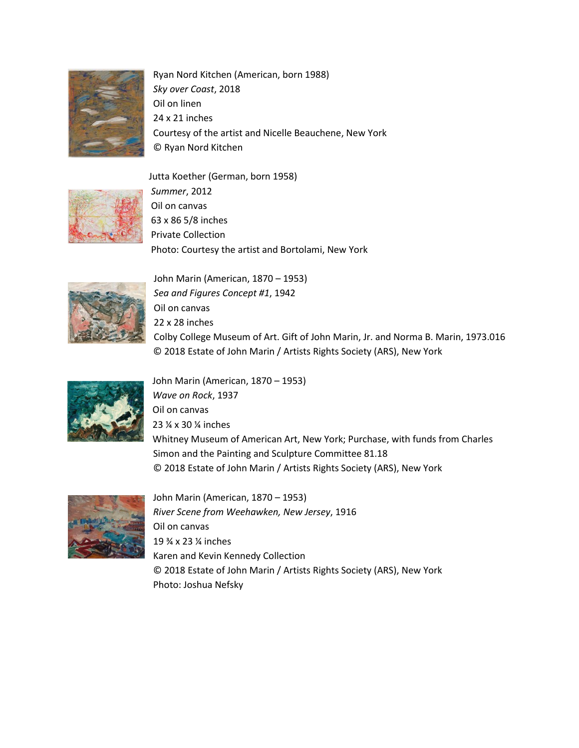Ryan Nord Kitchen (American, born 1988)  
*Sky over Coast*, 2018  
Oil on linen  
24 x 21 inches  
Courtesy of the artist and Nicelle Beauchene, New York  
© Ryan Nord Kitchen

Jutta Koether (German, born 1958)  
*Summer*, 2012  
Oil on canvas  
63 x 86 5/8 inches  
Private Collection  
Photo: Courtesy the artist and Bortolami, New York

John Marin (American, 1870 – 1953)  
*Sea and Figures Concept #1*, 1942  
Oil on canvas  
22 x 28 inches  
Colby College Museum of Art. Gift of John Marin, Jr. and Norma B. Marin, 1973.016  
© 2018 Estate of John Marin / Artists Rights Society (ARS), New York

John Marin (American, 1870 – 1953)  
*Wave on Rock*, 1937  
Oil on canvas  
23 ¼ x 30 ¼ inches  
Whitney Museum of American Art, New York; Purchase, with funds from Charles Simon and the Painting and Sculpture Committee 81.18  
© 2018 Estate of John Marin / Artists Rights Society (ARS), New York

John Marin (American, 1870 – 1953)  
*River Scene from Weehawken, New Jersey*, 1916  
Oil on canvas  
19 ¾ x 23 ¼ inches  
Karen and Kevin Kennedy Collection  
© 2018 Estate of John Marin / Artists Rights Society (ARS), New York  
Photo: Joshua Nefsky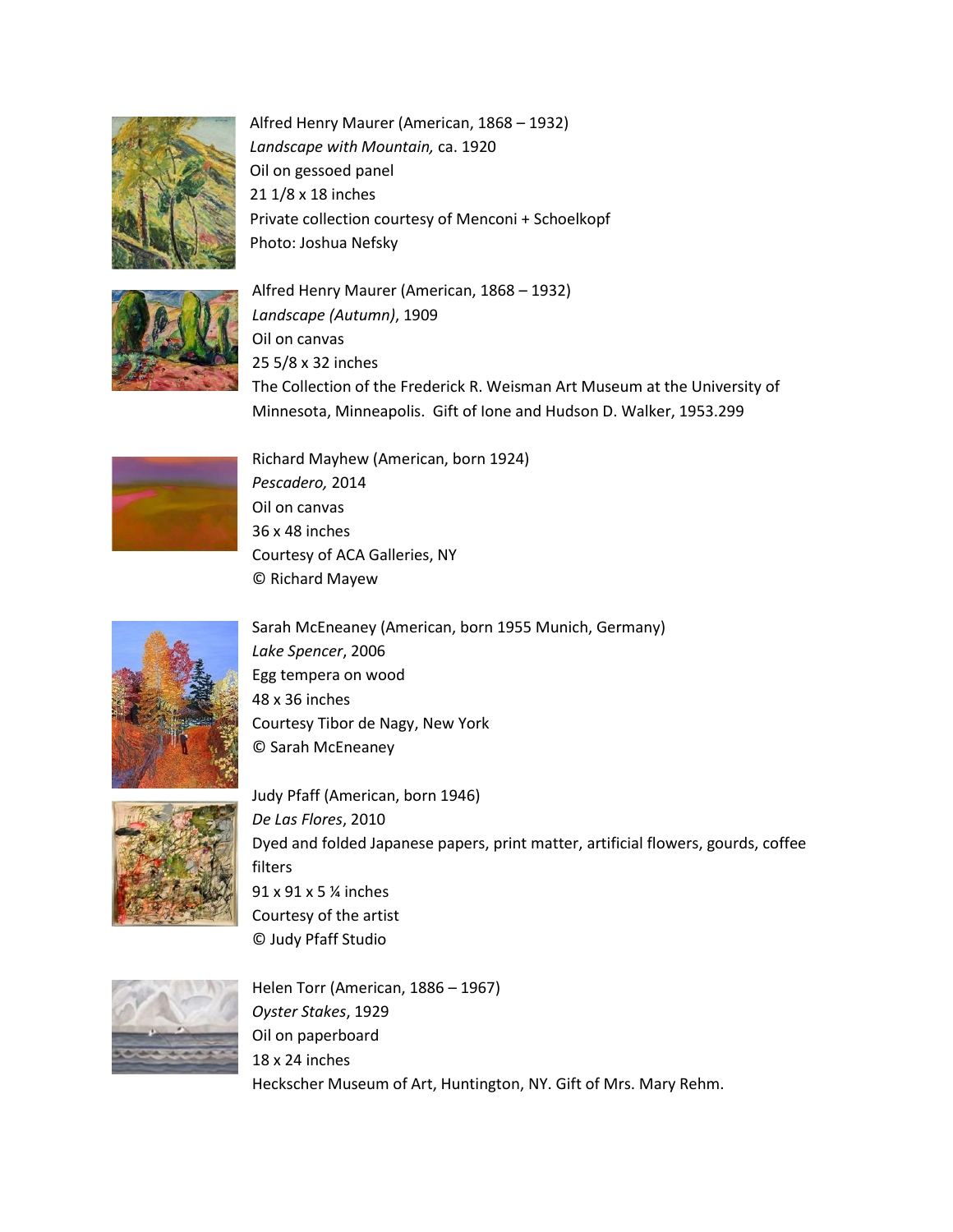Alfred Henry Maurer (American, 1868 – 1932)
*Landscape with Mountain,* ca. 1920
Oil on gessoed panel
21 1/8 x 18 inches
Private collection courtesy of Menconi + Schoelkopf
Photo: Joshua Nefsky

Alfred Henry Maurer (American, 1868 – 1932)
*Landscape (Autumn)*, 1909
Oil on canvas
25 5/8 x 32 inches
The Collection of the Frederick R. Weisman Art Museum at the University of Minnesota, Minneapolis. Gift of Ione and Hudson D. Walker, 1953.299

Richard Mayhew (American, born 1924)
*Pescadero,* 2014
Oil on canvas
36 x 48 inches
Courtesy of ACA Galleries, NY
© Richard Mayew

Sarah McEneaney (American, born 1955 Munich, Germany)
*Lake Spencer*, 2006
Egg tempera on wood
48 x 36 inches
Courtesy Tibor de Nagy, New York
© Sarah McEneaney

Judy Pfaff (American, born 1946)
*De Las Flores*, 2010
Dyed and folded Japanese papers, print matter, artificial flowers, gourds, coffee filters
91 x 91 x 5 ¼ inches
Courtesy of the artist
© Judy Pfaff Studio

Helen Torr (American, 1886 – 1967)
*Oyster Stakes*, 1929
Oil on paperboard
18 x 24 inches
Heckscher Museum of Art, Huntington, NY. Gift of Mrs. Mary Rehm.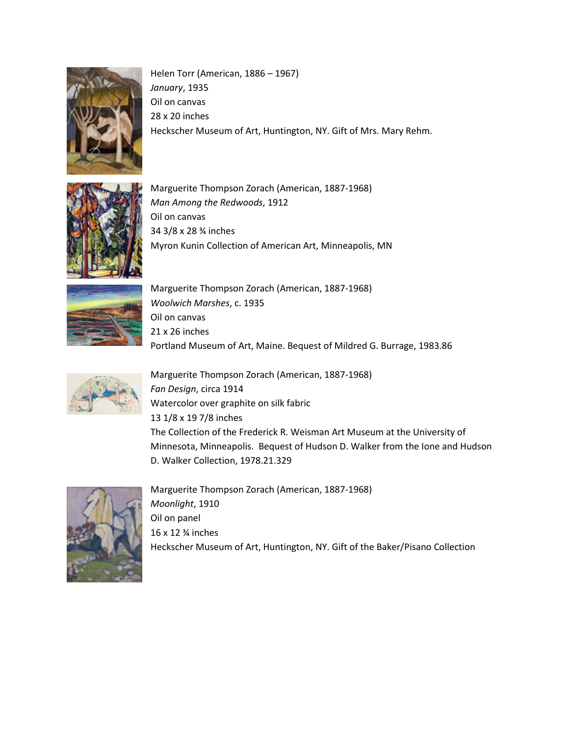Helen Torr (American, 1886 – 1967)
*January*, 1935
Oil on canvas
28 x 20 inches
Heckscher Museum of Art, Huntington, NY. Gift of Mrs. Mary Rehm.

Marguerite Thompson Zorach (American, 1887-1968)
*Man Among the Redwoods*, 1912
Oil on canvas
34 3/8 x 28 ¾ inches
Myron Kunin Collection of American Art, Minneapolis, MN

Marguerite Thompson Zorach (American, 1887-1968)
*Woolwich Marshes*, c. 1935
Oil on canvas
21 x 26 inches
Portland Museum of Art, Maine. Bequest of Mildred G. Burrage, 1983.86

Marguerite Thompson Zorach (American, 1887-1968)
*Fan Design*, circa 1914
Watercolor over graphite on silk fabric
13 1/8 x 19 7/8 inches
The Collection of the Frederick R. Weisman Art Museum at the University of Minnesota, Minneapolis. Bequest of Hudson D. Walker from the Ione and Hudson D. Walker Collection, 1978.21.329

Marguerite Thompson Zorach (American, 1887-1968)
*Moonlight*, 1910
Oil on panel
16 x 12 ¾ inches
Heckscher Museum of Art, Huntington, NY. Gift of the Baker/Pisano Collection